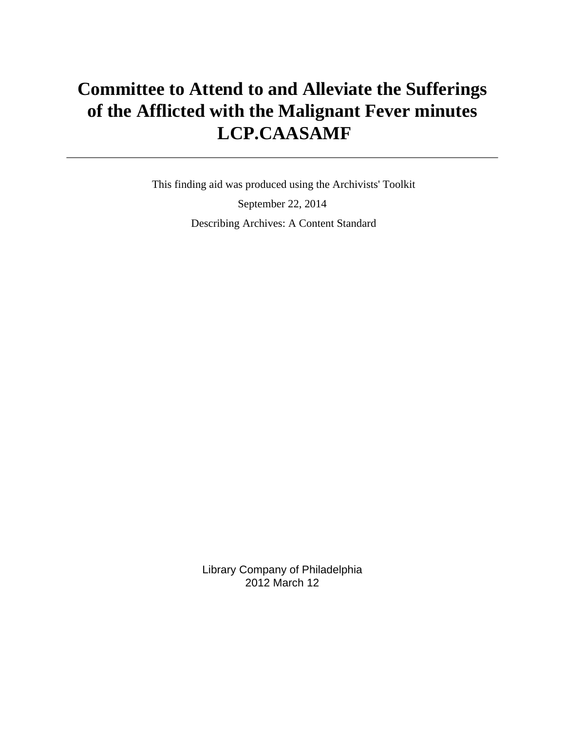# Committee to Attend to and Alleviate the Sufferings of the Afflicted with the Malignant Fever minutes LCP.CAASAMF

---

This finding aid was produced using the Archivists' Toolkit

September 22, 2014

Describing Archives: A Content Standard

Library Company of Philadelphia
2012 March 12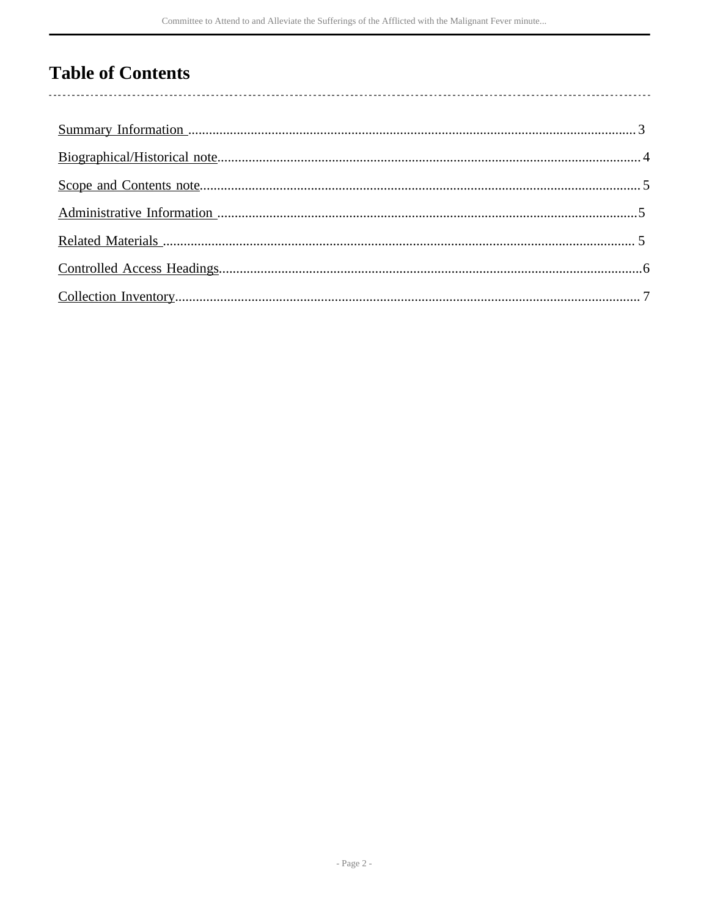# Table of Contents

- Summary Information .......... 3
- Biographical/Historical note .......... 4
- Scope and Contents note .......... 5
- Administrative Information .......... 5
- Related Materials .......... 5
- Controlled Access Headings .......... 6
- Collection Inventory .......... 7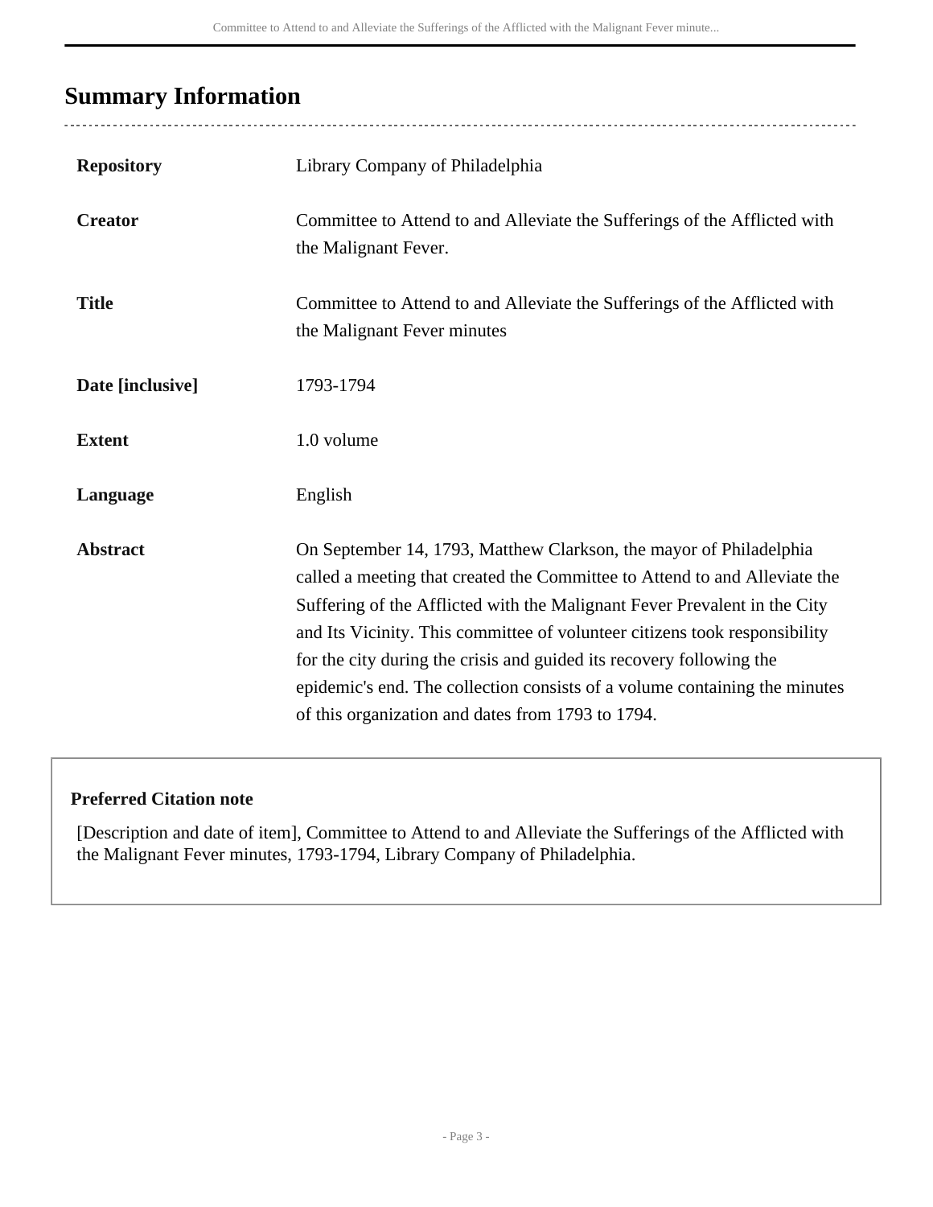## Summary Information

| | |
|---|---|
| **Repository** | Library Company of Philadelphia |
| **Creator** | Committee to Attend to and Alleviate the Sufferings of the Afflicted with the Malignant Fever. |
| **Title** | Committee to Attend to and Alleviate the Sufferings of the Afflicted with the Malignant Fever minutes |
| **Date [inclusive]** | 1793-1794 |
| **Extent** | 1.0 volume |
| **Language** | English |
| **Abstract** | On September 14, 1793, Matthew Clarkson, the mayor of Philadelphia called a meeting that created the Committee to Attend to and Alleviate the Suffering of the Afflicted with the Malignant Fever Prevalent in the City and Its Vicinity. This committee of volunteer citizens took responsibility for the city during the crisis and guided its recovery following the epidemic's end. The collection consists of a volume containing the minutes of this organization and dates from 1793 to 1794. |

**Preferred Citation note**

[Description and date of item], Committee to Attend to and Alleviate the Sufferings of the Afflicted with the Malignant Fever minutes, 1793-1794, Library Company of Philadelphia.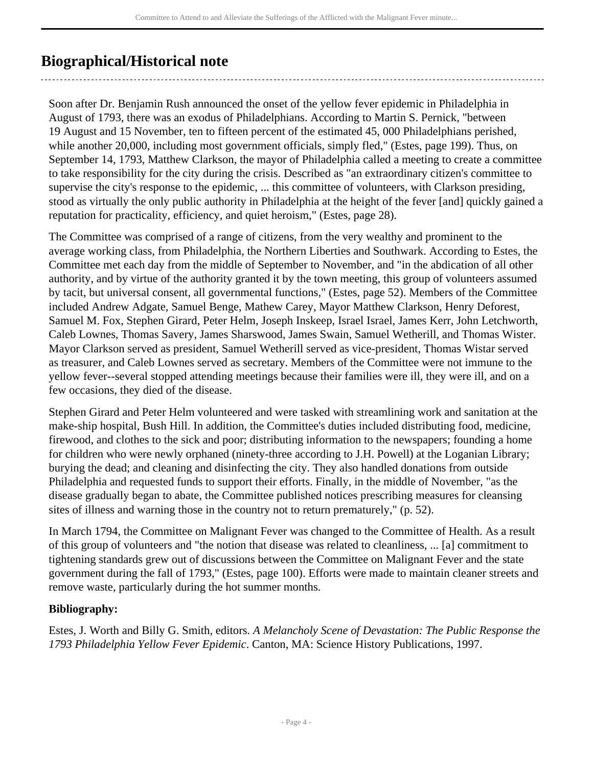# Biographical/Historical note

Soon after Dr. Benjamin Rush announced the onset of the yellow fever epidemic in Philadelphia in August of 1793, there was an exodus of Philadelphians. According to Martin S. Pernick, "between 19 August and 15 November, ten to fifteen percent of the estimated 45, 000 Philadelphians perished, while another 20,000, including most government officials, simply fled," (Estes, page 199). Thus, on September 14, 1793, Matthew Clarkson, the mayor of Philadelphia called a meeting to create a committee to take responsibility for the city during the crisis. Described as "an extraordinary citizen's committee to supervise the city's response to the epidemic, ... this committee of volunteers, with Clarkson presiding, stood as virtually the only public authority in Philadelphia at the height of the fever [and] quickly gained a reputation for practicality, efficiency, and quiet heroism," (Estes, page 28).

The Committee was comprised of a range of citizens, from the very wealthy and prominent to the average working class, from Philadelphia, the Northern Liberties and Southwark. According to Estes, the Committee met each day from the middle of September to November, and "in the abdication of all other authority, and by virtue of the authority granted it by the town meeting, this group of volunteers assumed by tacit, but universal consent, all governmental functions," (Estes, page 52). Members of the Committee included Andrew Adgate, Samuel Benge, Mathew Carey, Mayor Matthew Clarkson, Henry Deforest, Samuel M. Fox, Stephen Girard, Peter Helm, Joseph Inskeep, Israel Israel, James Kerr, John Letchworth, Caleb Lownes, Thomas Savery, James Sharswood, James Swain, Samuel Wetherill, and Thomas Wister. Mayor Clarkson served as president, Samuel Wetherill served as vice-president, Thomas Wistar served as treasurer, and Caleb Lownes served as secretary. Members of the Committee were not immune to the yellow fever--several stopped attending meetings because their families were ill, they were ill, and on a few occasions, they died of the disease.

Stephen Girard and Peter Helm volunteered and were tasked with streamlining work and sanitation at the make-ship hospital, Bush Hill. In addition, the Committee's duties included distributing food, medicine, firewood, and clothes to the sick and poor; distributing information to the newspapers; founding a home for children who were newly orphaned (ninety-three according to J.H. Powell) at the Loganian Library; burying the dead; and cleaning and disinfecting the city. They also handled donations from outside Philadelphia and requested funds to support their efforts. Finally, in the middle of November, "as the disease gradually began to abate, the Committee published notices prescribing measures for cleansing sites of illness and warning those in the country not to return prematurely," (p. 52).

In March 1794, the Committee on Malignant Fever was changed to the Committee of Health. As a result of this group of volunteers and "the notion that disease was related to cleanliness, ... [a] commitment to tightening standards grew out of discussions between the Committee on Malignant Fever and the state government during the fall of 1793," (Estes, page 100). Efforts were made to maintain cleaner streets and remove waste, particularly during the hot summer months.

**Bibliography:**

Estes, J. Worth and Billy G. Smith, editors. *A Melancholy Scene of Devastation: The Public Response the 1793 Philadelphia Yellow Fever Epidemic*. Canton, MA: Science History Publications, 1997.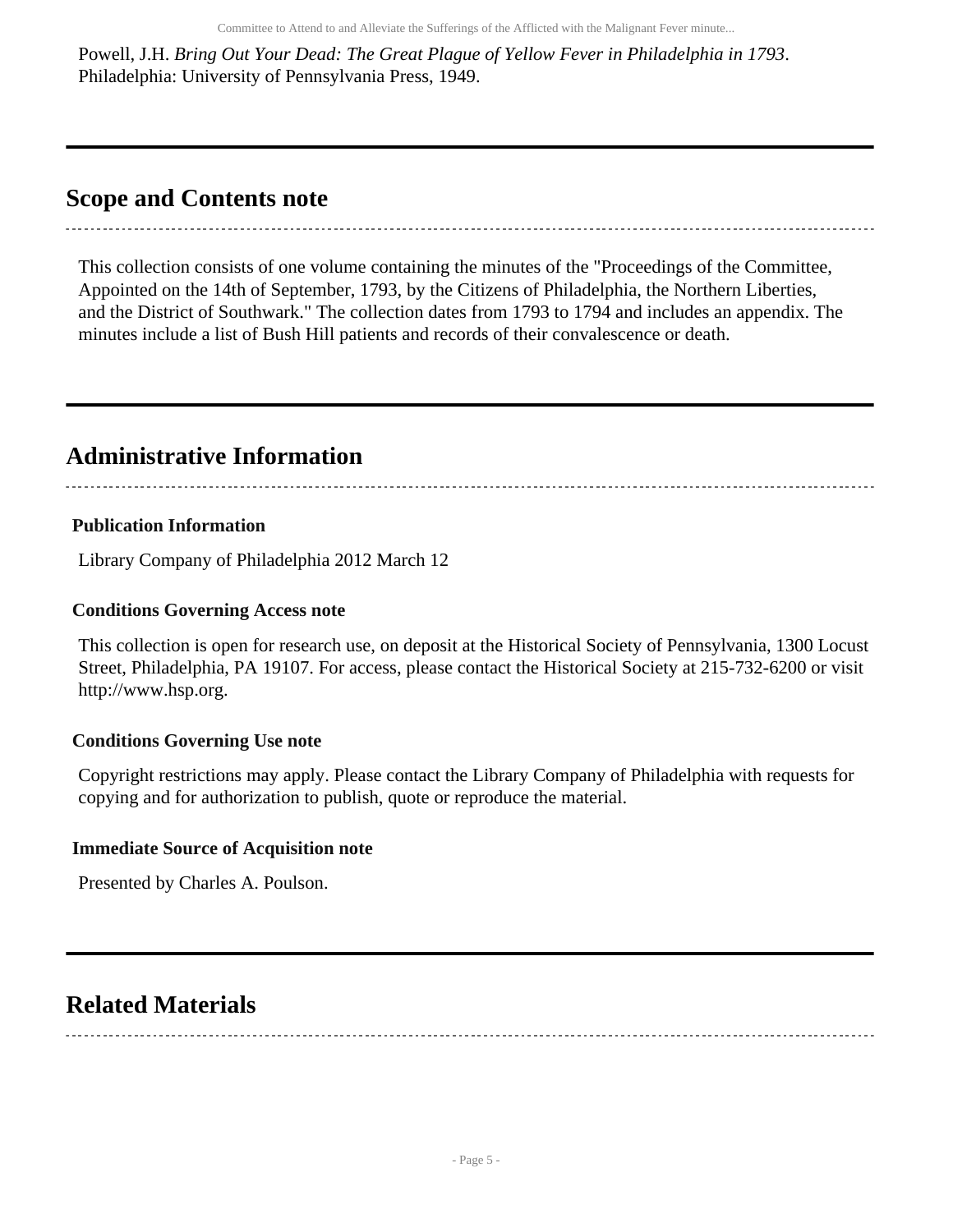Powell, J.H. *Bring Out Your Dead: The Great Plague of Yellow Fever in Philadelphia in 1793*. Philadelphia: University of Pennsylvania Press, 1949.

## Scope and Contents note

This collection consists of one volume containing the minutes of the "Proceedings of the Committee, Appointed on the 14th of September, 1793, by the Citizens of Philadelphia, the Northern Liberties, and the District of Southwark." The collection dates from 1793 to 1794 and includes an appendix. The minutes include a list of Bush Hill patients and records of their convalescence or death.

## Administrative Information

### Publication Information

Library Company of Philadelphia 2012 March 12

### Conditions Governing Access note

This collection is open for research use, on deposit at the Historical Society of Pennsylvania, 1300 Locust Street, Philadelphia, PA 19107. For access, please contact the Historical Society at 215-732-6200 or visit http://www.hsp.org.

### Conditions Governing Use note

Copyright restrictions may apply. Please contact the Library Company of Philadelphia with requests for copying and for authorization to publish, quote or reproduce the material.

### Immediate Source of Acquisition note

Presented by Charles A. Poulson.

## Related Materials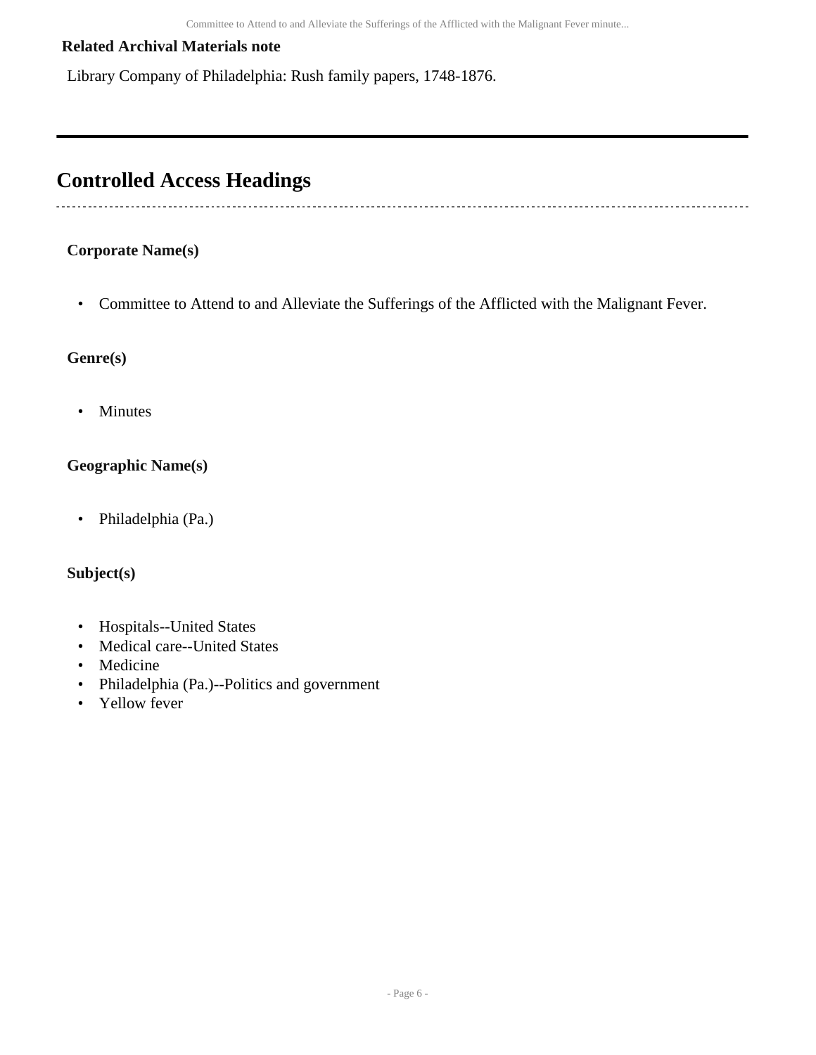### Related Archival Materials note

Library Company of Philadelphia: Rush family papers, 1748-1876.

## Controlled Access Headings

### Corporate Name(s)

- Committee to Attend to and Alleviate the Sufferings of the Afflicted with the Malignant Fever.

### Genre(s)

- Minutes

### Geographic Name(s)

- Philadelphia (Pa.)

### Subject(s)

- Hospitals--United States
- Medical care--United States
- Medicine
- Philadelphia (Pa.)--Politics and government
- Yellow fever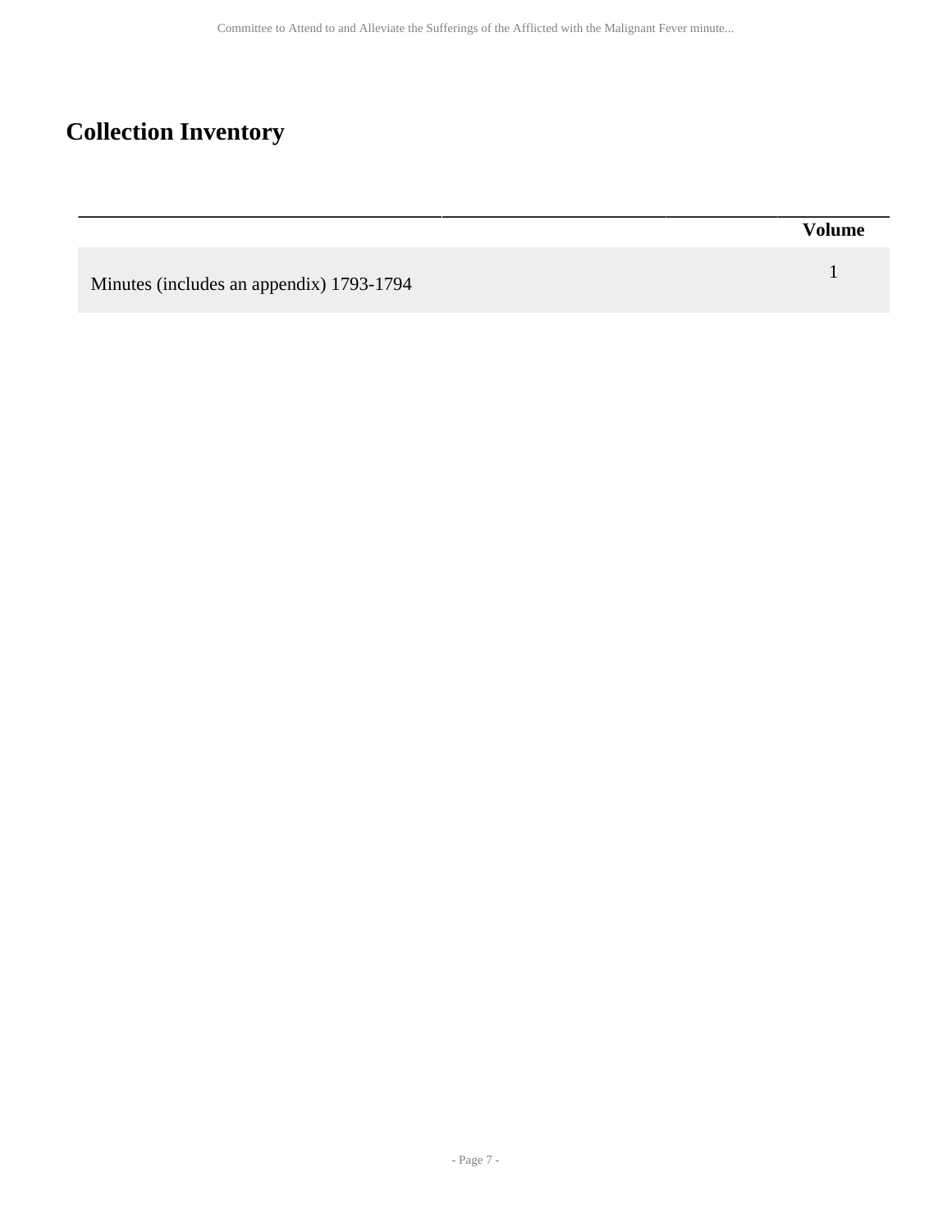## Collection Inventory

| | Volume |
|---|---|
| Minutes (includes an appendix) 1793-1794 | 1 |